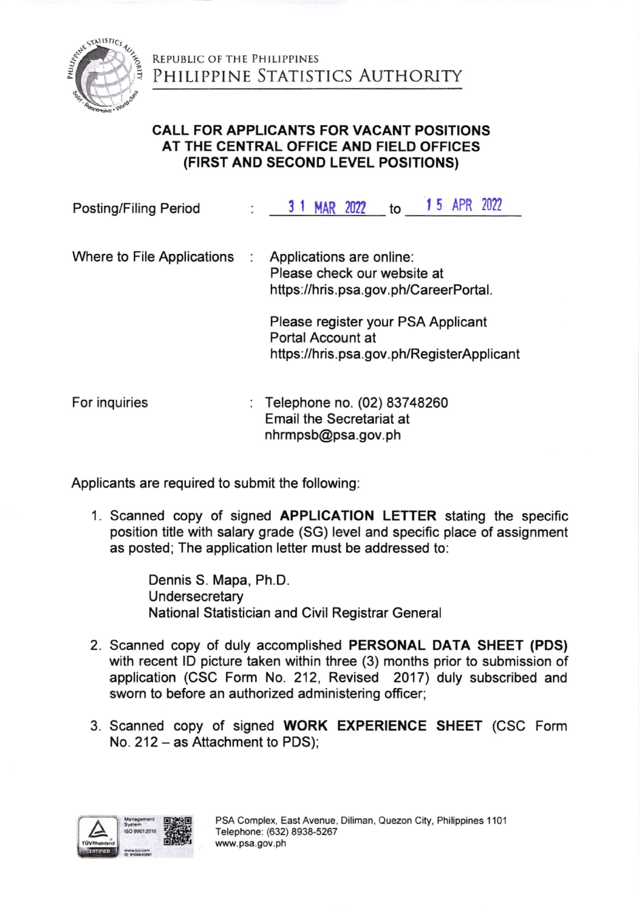REPUBLIC OF THE PHILIPPINES
PHILIPPINE STATISTICS AUTHORITY

## CALL FOR APPLICANTS FOR VACANT POSITIONS AT THE CENTRAL OFFICE AND FIELD OFFICES (FIRST AND SECOND LEVEL POSITIONS)

Posting/Filing Period : 31 MAR 2022 to 15 APR 2022

Where to File Applications : Applications are online:
Please check our website at https://hris.psa.gov.ph/CareerPortal.

Please register your PSA Applicant Portal Account at https://hris.psa.gov.ph/RegisterApplicant

For inquiries : Telephone no. (02) 83748260
Email the Secretariat at nhrmpsb@psa.gov.ph

Applicants are required to submit the following:

1. Scanned copy of signed **APPLICATION LETTER** stating the specific position title with salary grade (SG) level and specific place of assignment as posted; The application letter must be addressed to:

   Dennis S. Mapa, Ph.D.
   Undersecretary
   National Statistician and Civil Registrar General

2. Scanned copy of duly accomplished **PERSONAL DATA SHEET (PDS)** with recent ID picture taken within three (3) months prior to submission of application (CSC Form No. 212, Revised 2017) duly subscribed and sworn to before an authorized administering officer;

3. Scanned copy of signed **WORK EXPERIENCE SHEET** (CSC Form No. 212 – as Attachment to PDS);

PSA Complex, East Avenue, Diliman, Quezon City, Philippines 1101
Telephone: (632) 8938-5267
www.psa.gov.ph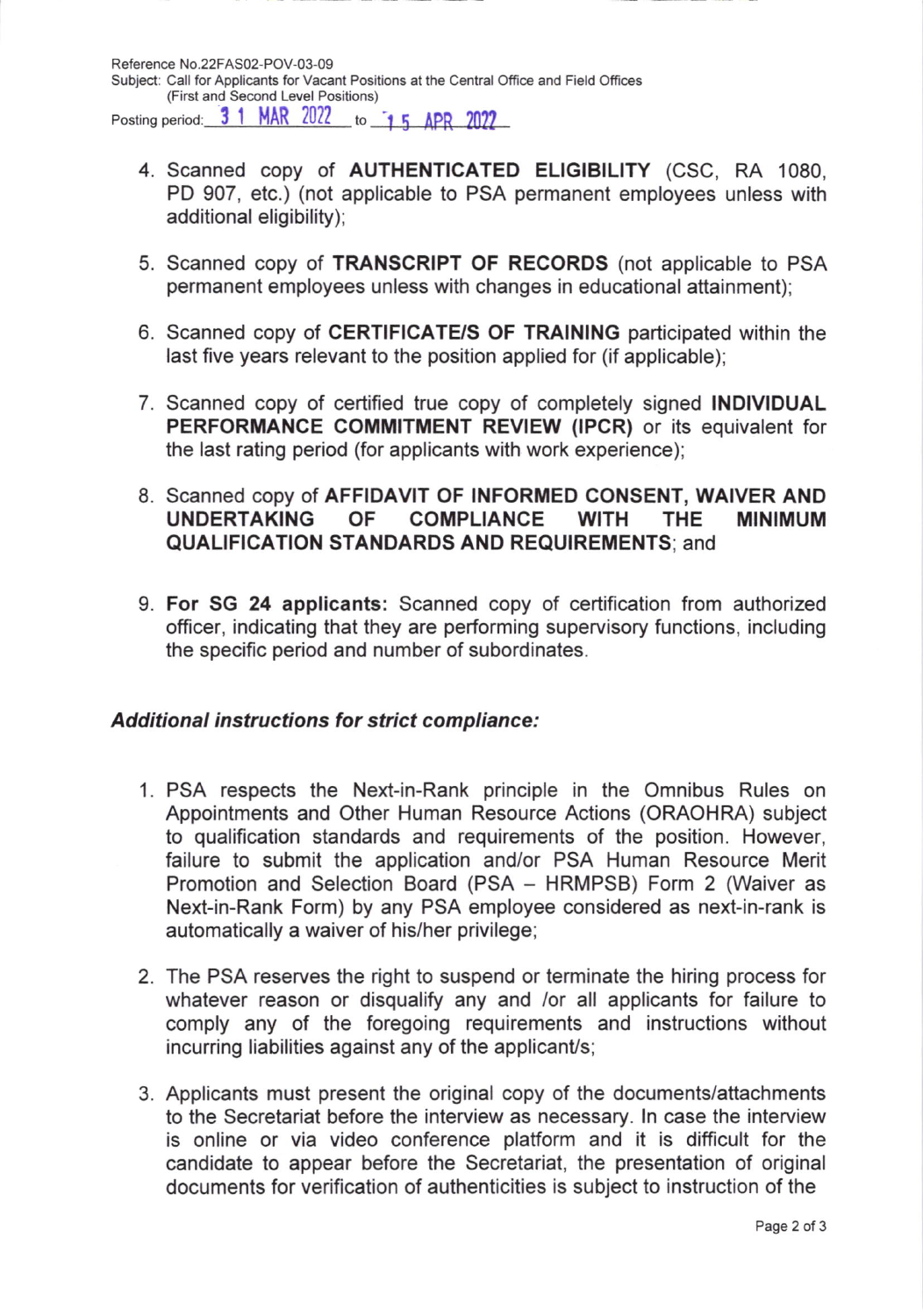Reference No.22FAS02-POV-03-09
Subject: Call for Applicants for Vacant Positions at the Central Office and Field Offices (First and Second Level Positions)
Posting period: 3 1 MAR 2022 to 1 5 APR 2022

4. Scanned copy of **AUTHENTICATED ELIGIBILITY** (CSC, RA 1080, PD 907, etc.) (not applicable to PSA permanent employees unless with additional eligibility);

5. Scanned copy of **TRANSCRIPT OF RECORDS** (not applicable to PSA permanent employees unless with changes in educational attainment);

6. Scanned copy of **CERTIFICATE/S OF TRAINING** participated within the last five years relevant to the position applied for (if applicable);

7. Scanned copy of certified true copy of completely signed **INDIVIDUAL PERFORMANCE COMMITMENT REVIEW (IPCR)** or its equivalent for the last rating period (for applicants with work experience);

8. Scanned copy of **AFFIDAVIT OF INFORMED CONSENT, WAIVER AND UNDERTAKING OF COMPLIANCE WITH THE MINIMUM QUALIFICATION STANDARDS AND REQUIREMENTS**; and

9. **For SG 24 applicants:** Scanned copy of certification from authorized officer, indicating that they are performing supervisory functions, including the specific period and number of subordinates.

### *Additional instructions for strict compliance:*

1. PSA respects the Next-in-Rank principle in the Omnibus Rules on Appointments and Other Human Resource Actions (ORAOHRA) subject to qualification standards and requirements of the position. However, failure to submit the application and/or PSA Human Resource Merit Promotion and Selection Board (PSA – HRMPSB) Form 2 (Waiver as Next-in-Rank Form) by any PSA employee considered as next-in-rank is automatically a waiver of his/her privilege;

2. The PSA reserves the right to suspend or terminate the hiring process for whatever reason or disqualify any and /or all applicants for failure to comply any of the foregoing requirements and instructions without incurring liabilities against any of the applicant/s;

3. Applicants must present the original copy of the documents/attachments to the Secretariat before the interview as necessary. In case the interview is online or via video conference platform and it is difficult for the candidate to appear before the Secretariat, the presentation of original documents for verification of authenticities is subject to instruction of the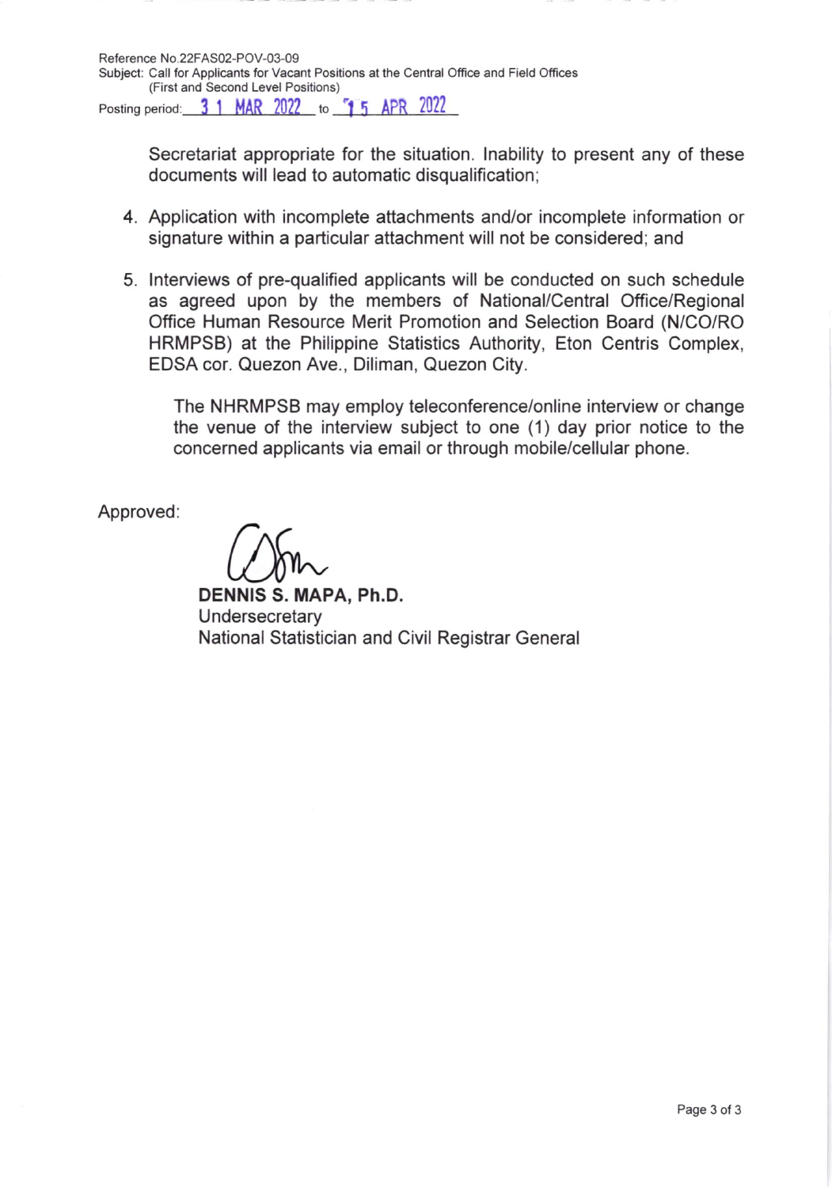Reference No.22FAS02-POV-03-09
Subject: Call for Applicants for Vacant Positions at the Central Office and Field Offices (First and Second Level Positions)
Posting period: 31 MAR 2022 to 15 APR 2022

Secretariat appropriate for the situation. Inability to present any of these documents will lead to automatic disqualification;

4. Application with incomplete attachments and/or incomplete information or signature within a particular attachment will not be considered; and

5. Interviews of pre-qualified applicants will be conducted on such schedule as agreed upon by the members of National/Central Office/Regional Office Human Resource Merit Promotion and Selection Board (N/CO/RO HRMPSB) at the Philippine Statistics Authority, Eton Centris Complex, EDSA cor. Quezon Ave., Diliman, Quezon City.

   The NHRMPSB may employ teleconference/online interview or change the venue of the interview subject to one (1) day prior notice to the concerned applicants via email or through mobile/cellular phone.

Approved:

**DENNIS S. MAPA, Ph.D.**
Undersecretary
National Statistician and Civil Registrar General